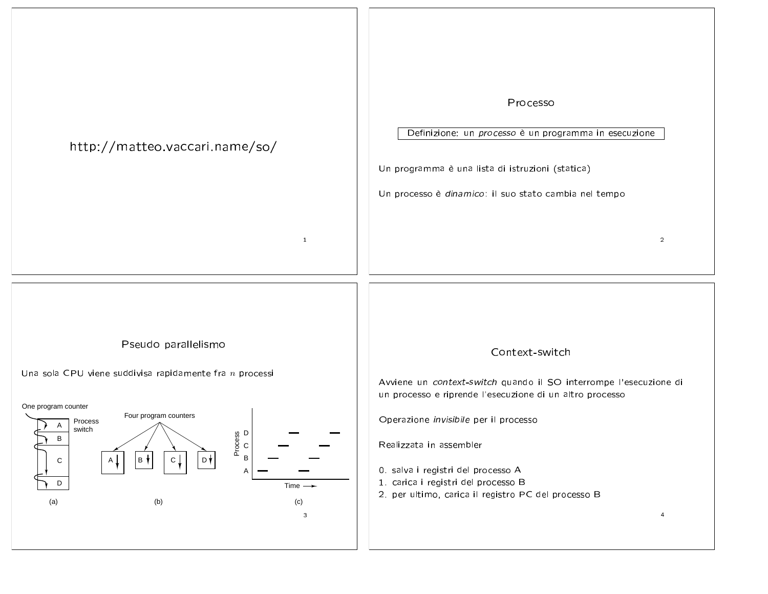http://matteo.vaccari.name/so/

# Processo

Definizione: un *processo* è un programma in esecuzione

Un programma è una lista di istruzioni (statica)

Un processo è *dinamico*: il suo stato cambia nel tempo

# Pseudo parallelismo

Una sola CPU viene suddivisa rapidamente fra $n$ processi

One program counter

Process switch

Four program counters

Process

Time

(a) (b) (c)

# Context-switch

Avviene un *context-switch* quando il SO interrompe l'esecuzione di un processo e riprende l'esecuzione di un altro processo

Operazione *invisibile* per il processo

Realizzata in assembler

0. salva i registri del processo A
1. carica i registri del processo B
2. per ultimo, carica il registro PC del processo B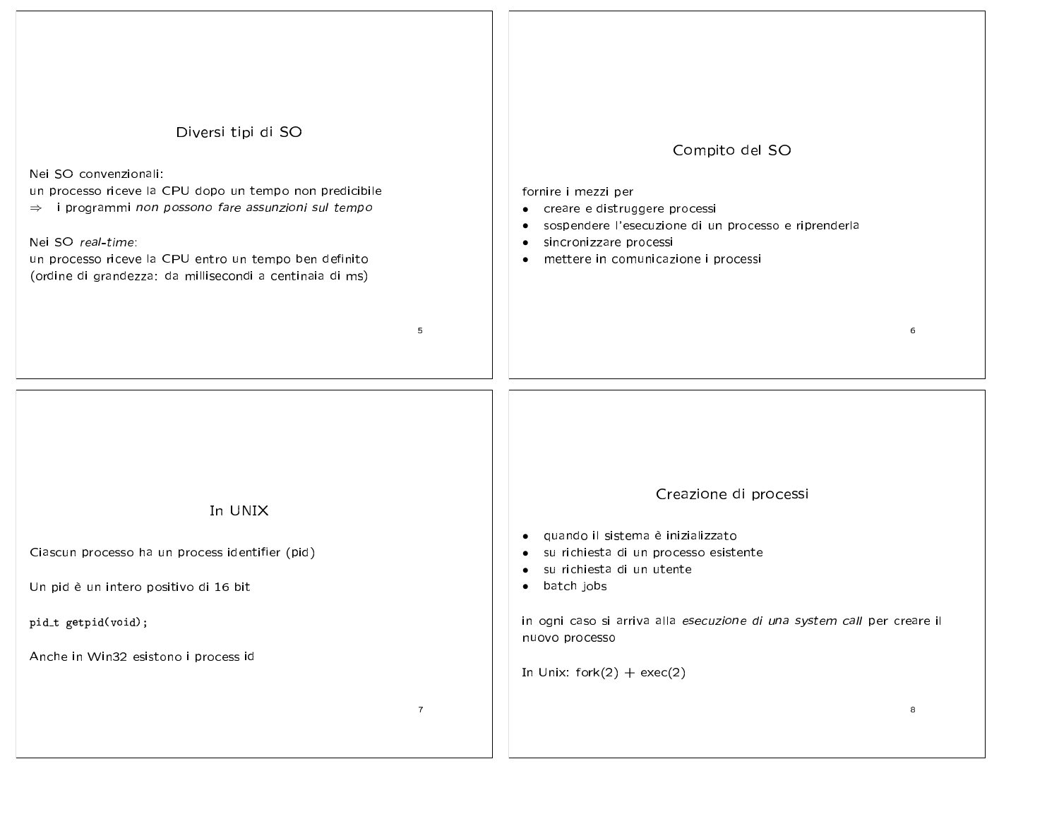## Diversi tipi di SO

Nei SO convenzionali:
un processo riceve la CPU dopo un tempo non predicibile
⇒ i programmi *non possono fare assunzioni sul tempo*

Nei SO *real-time*:
un processo riceve la CPU entro un tempo ben definito
(ordine di grandezza: da millisecondi a centinaia di ms)

## Compito del SO

fornire i mezzi per

- creare e distruggere processi
- sospendere l'esecuzione di un processo e riprenderla
- sincronizzare processi
- mettere in comunicazione i processi

## In UNIX

Ciascun processo ha un process identifier (pid)

Un pid è un intero positivo di 16 bit

```
pid_t getpid(void);
```

Anche in Win32 esistono i process id

## Creazione di processi

- quando il sistema è inizializzato
- su richiesta di un processo esistente
- su richiesta di un utente
- batch jobs

in ogni caso si arriva alla *esecuzione di una system call* per creare il nuovo processo

In Unix: fork(2) + exec(2)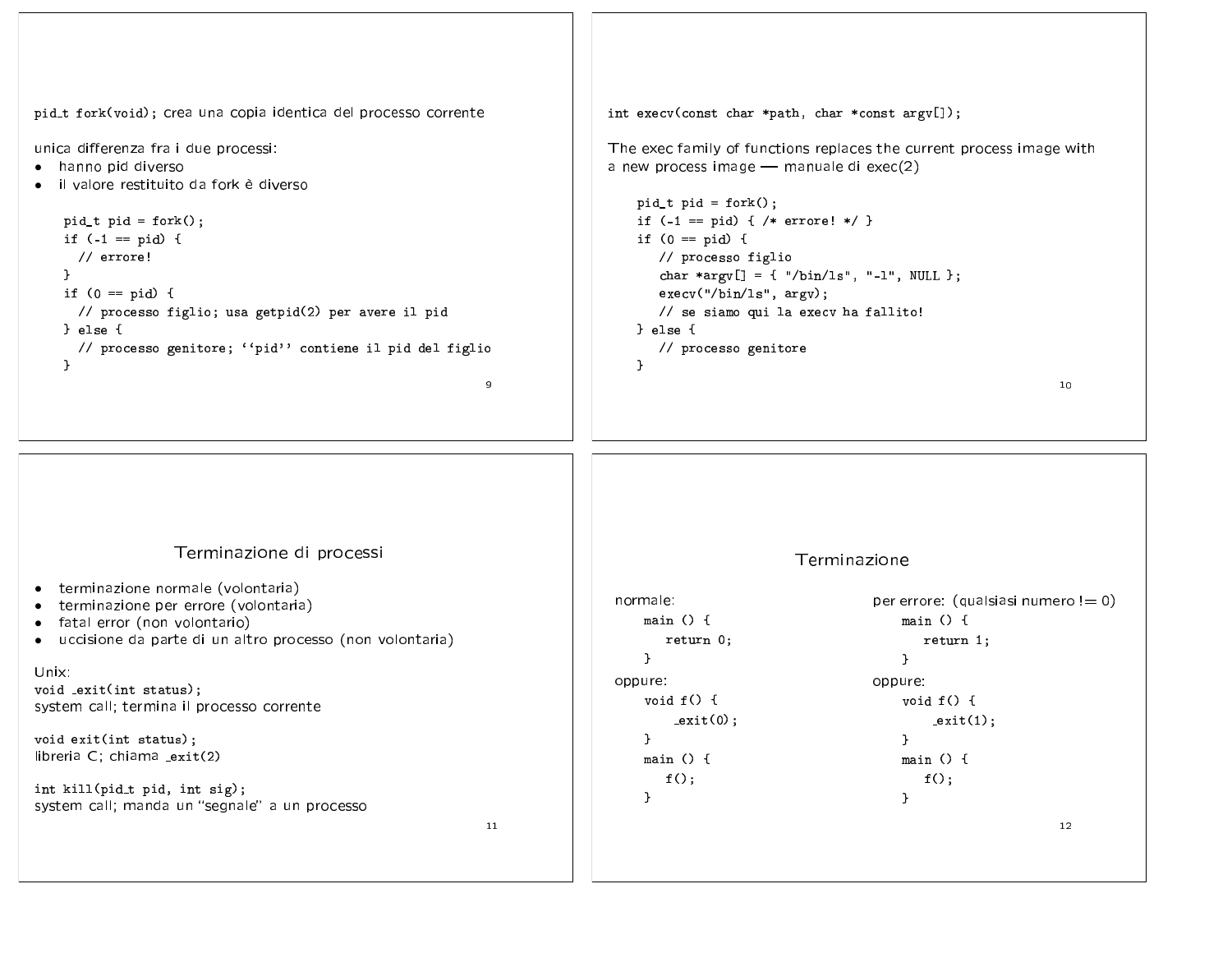`pid_t fork(void);` crea una copia identica del processo corrente

unica differenza fra i due processi:

- hanno pid diverso
- il valore restituito da fork è diverso

```
pid_t pid = fork();
if (-1 == pid) {
  // errore!
}
if (0 == pid) {
  // processo figlio; usa getpid(2) per avere il pid
} else {
  // processo genitore; ‘‘pid’’ contiene il pid del figlio
}
```

`int execv(const char *path, char *const argv[]);`

The exec family of functions replaces the current process image with a new process image — manuale di exec(2)

```
pid_t pid = fork();
if (-1 == pid) { /* errore! */ }
if (0 == pid) {
   // processo figlio
   char *argv[] = { "/bin/ls", "-l", NULL };
   execv("/bin/ls", argv);
   // se siamo qui la execv ha fallito!
} else {
   // processo genitore
}
```

## Terminazione di processi

- terminazione normale (volontaria)
- terminazione per errore (volontaria)
- fatal error (non volontario)
- uccisione da parte di un altro processo (non volontaria)

Unix:

`void _exit(int status);`
system call; termina il processo corrente

`void exit(int status);`
libreria C; chiama _exit(2)

`int kill(pid_t pid, int sig);`
system call; manda un "segnale" a un processo

## Terminazione

normale:

```
main () {
   return 0;
}
```

oppure:

```
void f() {
    _exit(0);
}
main () {
   f();
}
```

per errore: (qualsiasi numero != 0)

```
main () {
   return 1;
}
```

oppure:

```
void f() {
    _exit(1);
}
main () {
   f();
}
```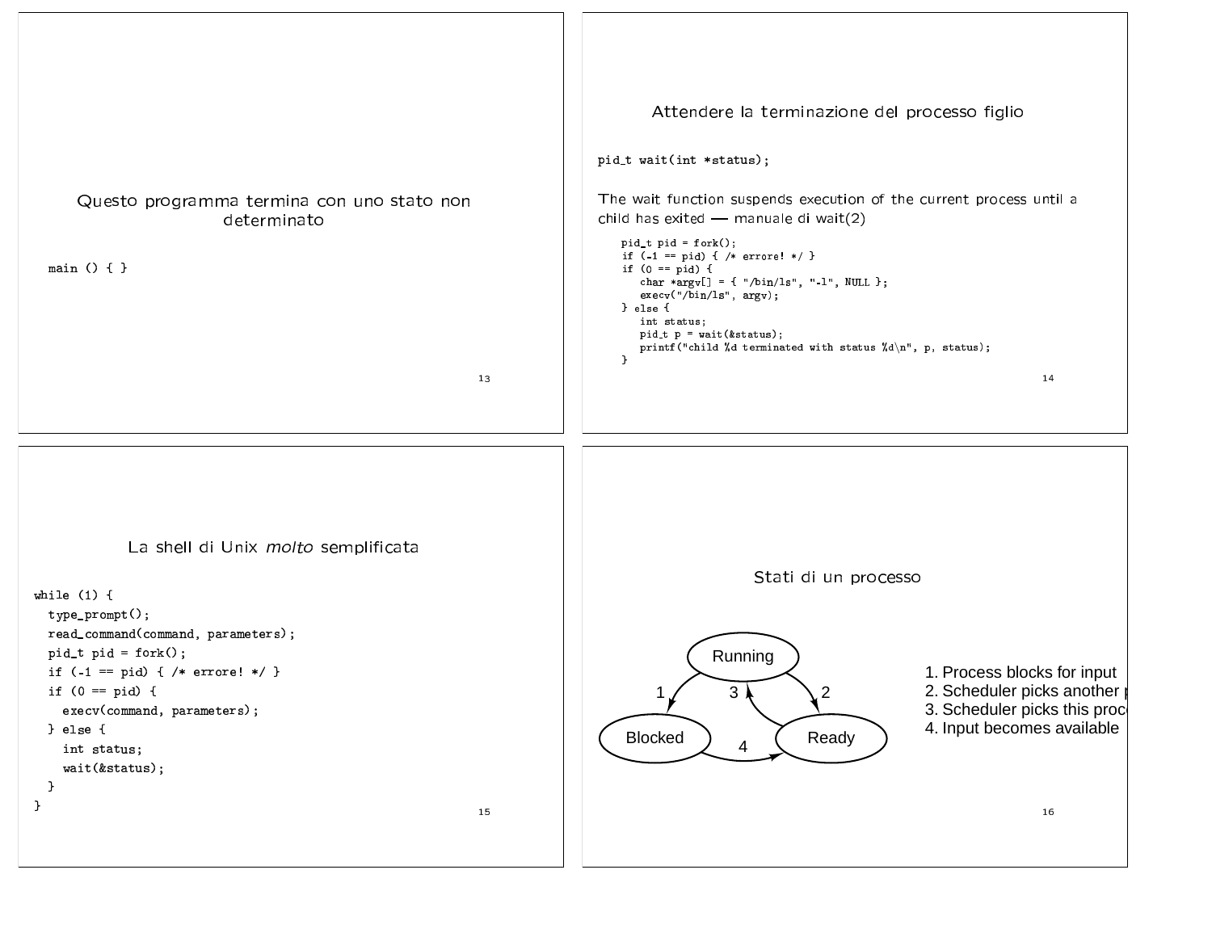## Questo programma termina con uno stato non determinato

```
main () { }
```

## Attendere la terminazione del processo figlio

```
pid_t wait(int *status);
```

The wait function suspends execution of the current process until a child has exited — manuale di wait(2)

```
pid_t pid = fork();
if (-1 == pid) { /* errore! */ }
if (0 == pid) {
   char *argv[] = { "/bin/ls", "-l", NULL };
   execv("/bin/ls", argv);
} else {
   int status;
   pid_t p = wait(&status);
   printf("child %d terminated with status %d\n", p, status);
}
```

## La shell di Unix *molto* semplificata

```
while (1) {
  type_prompt();
  read_command(command, parameters);
  pid_t pid = fork();
  if (-1 == pid) { /* errore! */ }
  if (0 == pid) {
    execv(command, parameters);
  } else {
    int status;
    wait(&status);
  }
}
```

## Stati di un processo

Running, Blocked, Ready (transizioni 1: Running → Blocked, 2: Running → Ready, 3: Ready → Running, 4: Blocked → Ready)

1. Process blocks for input
2. Scheduler picks another p
3. Scheduler picks this proc
4. Input becomes available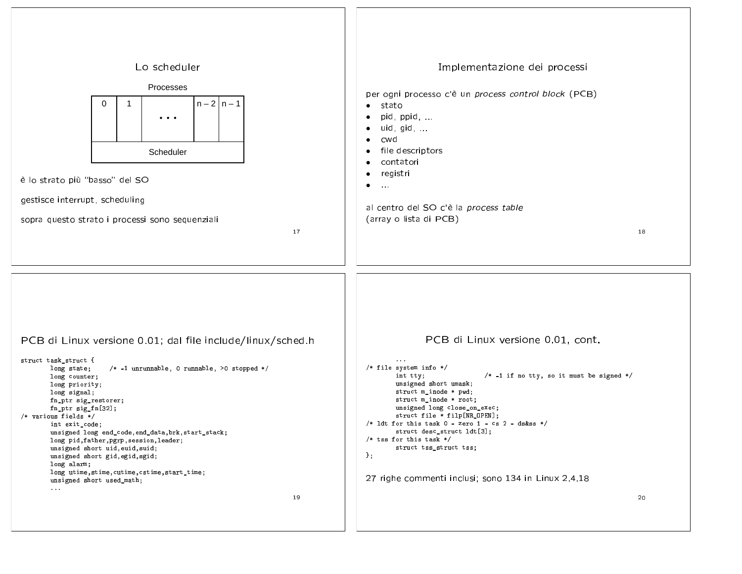## Lo scheduler

| Processes | | | | |
|---|---|---|---|---|
| 0 | 1 | ... | n – 2 | n – 1 |
| Scheduler | | | | |

è lo strato più "basso" del SO

gestisce interrupt, scheduling

sopra questo strato i processi sono sequenziali

## Implementazione dei processi

per ogni processo c'è un *process control block* (PCB)

- stato
- pid, ppid, ...
- uid, gid, ...
- cwd
- file descriptors
- contatori
- registri
- ...

al centro del SO c'è la *process table*
(array o lista di PCB)

## PCB di Linux versione 0.01; dal file include/linux/sched.h

```
struct task_struct {
        long state;     /* -1 unrunnable, 0 runnable, >0 stopped */
        long counter;
        long priority;
        long signal;
        fn_ptr sig_restorer;
        fn_ptr sig_fn[32];
/* various fields */
        int exit_code;
        unsigned long end_code,end_data,brk,start_stack;
        long pid,father,pgrp,session,leader;
        unsigned short uid,euid,suid;
        unsigned short gid,egid,sgid;
        long alarm;
        long utime,stime,cutime,cstime,start_time;
        unsigned short used_math;
        ...
```

## PCB di Linux versione 0.01, cont.

```
        ...
/* file system info */
        int tty;                /* -1 if no tty, so it must be signed */
        unsigned short umask;
        struct m_inode * pwd;
        struct m_inode * root;
        unsigned long close_on_exec;
        struct file * filp[NR_OPEN];
/* ldt for this task 0 - zero 1 - cs 2 - ds&ss */
        struct desc_struct ldt[3];
/* tss for this task */
        struct tss_struct tss;
};
```

27 righe commenti inclusi; sono 134 in Linux 2.4.18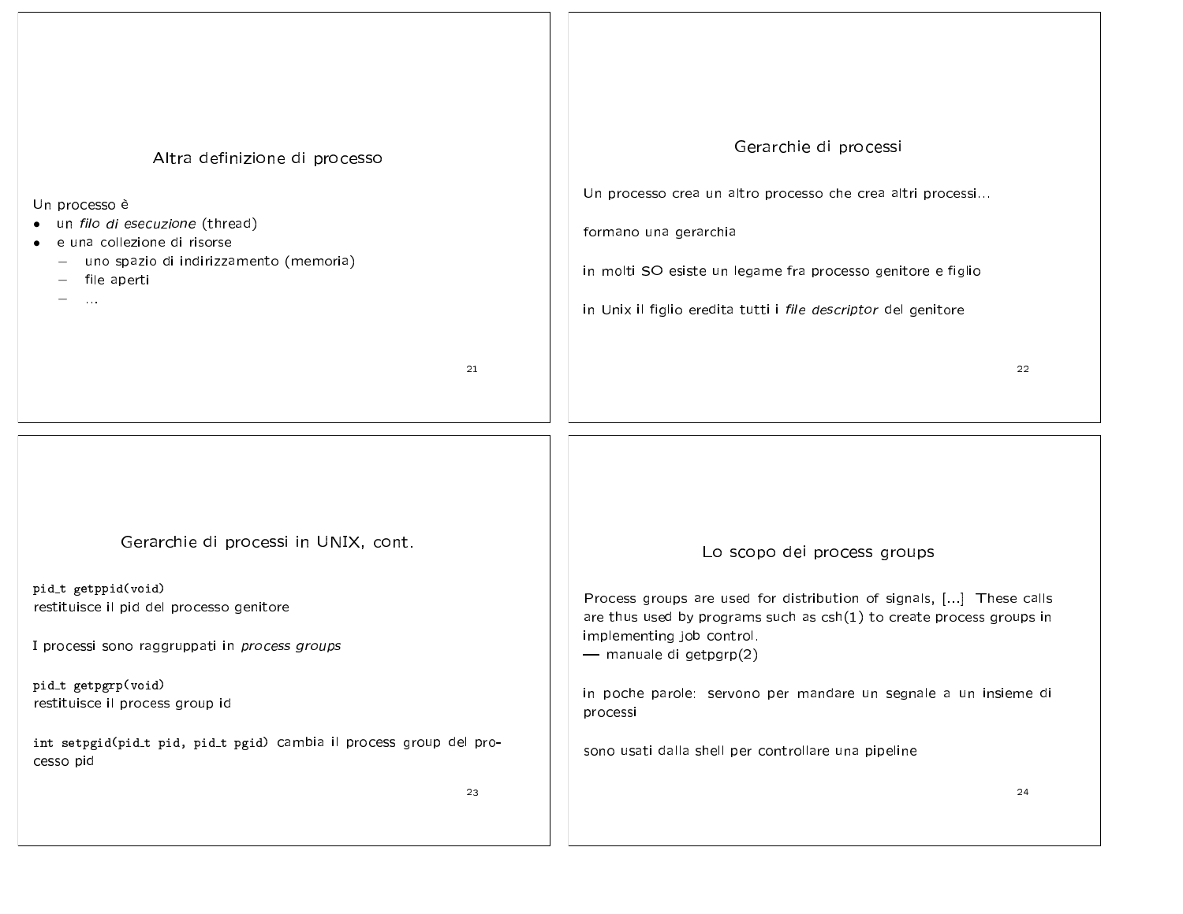## Altra definizione di processo

Un processo è

- un *filo di esecuzione* (thread)
- e una collezione di risorse
  - uno spazio di indirizzamento (memoria)
  - file aperti
  - ...

## Gerarchie di processi

Un processo crea un altro processo che crea altri processi...

formano una gerarchia

in molti SO esiste un legame fra processo genitore e figlio

in Unix il figlio eredita tutti i *file descriptor* del genitore

## Gerarchie di processi in UNIX, cont.

`pid_t getppid(void)`
restituisce il pid del processo genitore

I processi sono raggruppati in *process groups*

`pid_t getpgrp(void)`
restituisce il process group id

`int setpgid(pid_t pid, pid_t pgid)` cambia il process group del processo pid

## Lo scopo dei process groups

Process groups are used for distribution of signals, [...] These calls are thus used by programs such as csh(1) to create process groups in implementing job control.
— manuale di getpgrp(2)

in poche parole: servono per mandare un segnale a un insieme di processi

sono usati dalla shell per controllare una pipeline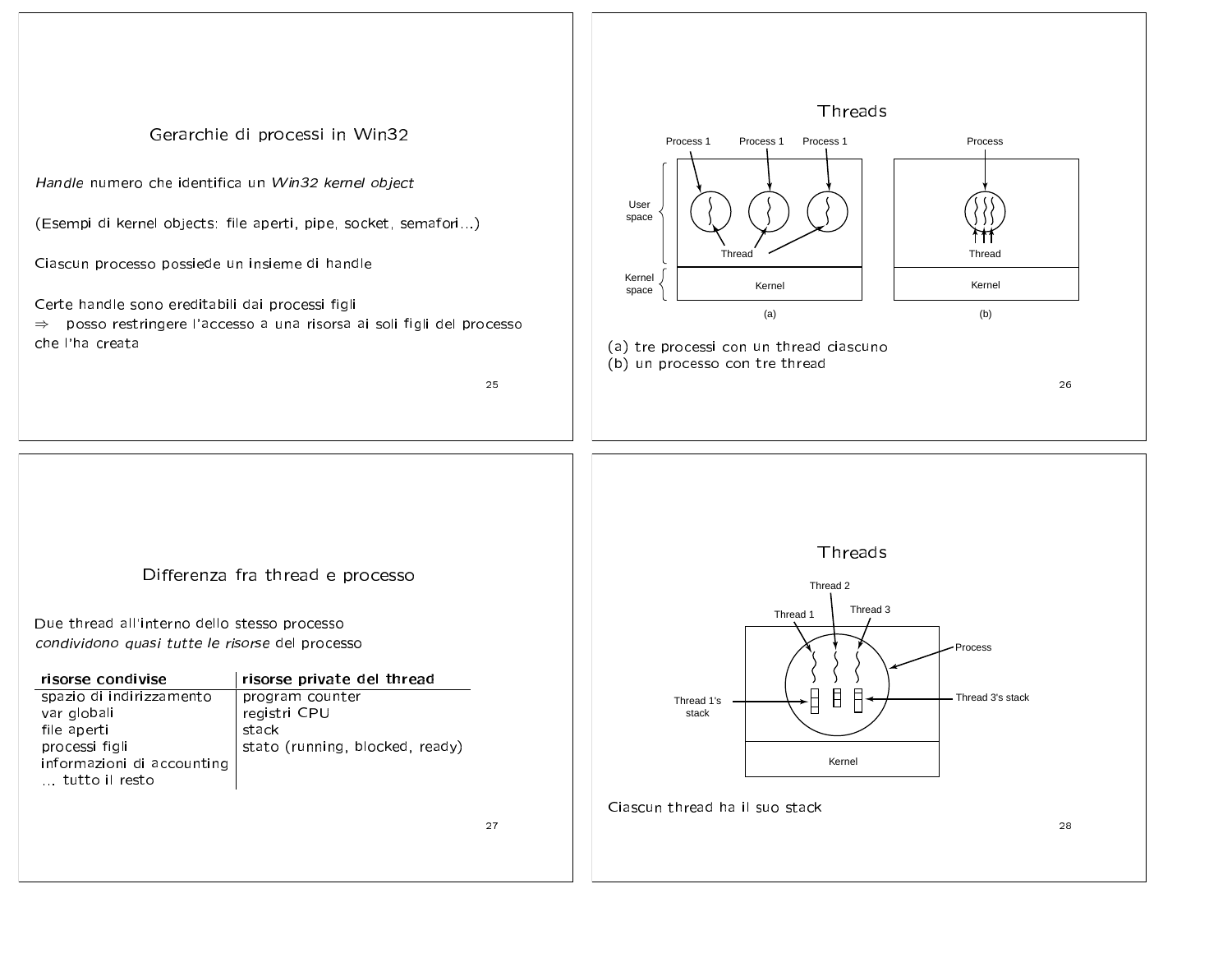## Gerarchie di processi in Win32

*Handle* numero che identifica un *Win32 kernel object*

(Esempi di kernel objects: file aperti, pipe, socket, semafori...)

Ciascun processo possiede un insieme di handle

Certe handle sono ereditabili dai processi figli
⇒ posso restringere l'accesso a una risorsa ai soli figli del processo che l'ha creata

## Threads

Process 1 Process 1 Process 1 Process

User space

Kernel space

Thread Thread

Kernel Kernel

(a) (b)

(a) tre processi con un thread ciascuno
(b) un processo con tre thread

## Differenza fra thread e processo

Due thread all'interno dello stesso processo *condividono quasi tutte le risorse* del processo

| **risorse condivise** | **risorse private del thread** |
|---|---|
| spazio di indirizzamento | program counter |
| var globali | registri CPU |
| file aperti | stack |
| processi figli | stato (running, blocked, ready) |
| informazioni di accounting | |
| ... tutto il resto | |

## Threads

Thread 2

Thread 1 Thread 3

Process

Thread 1's stack

Thread 3's stack

Kernel

Ciascun thread ha il suo stack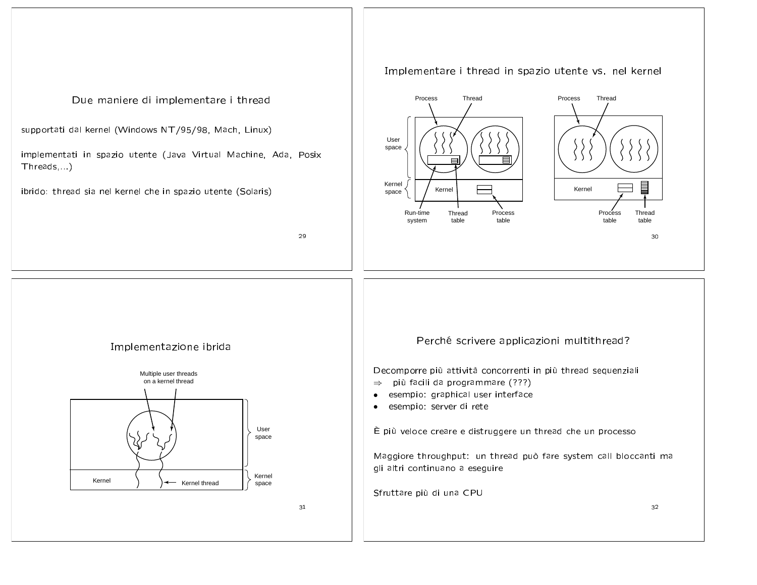## Due maniere di implementare i thread

supportati dal kernel (Windows NT/95/98, Mach, Linux)

implementati in spazio utente (Java Virtual Machine, Ada, Posix Threads,...)

ibrido: thread sia nel kernel che in spazio utente (Solaris)

## Implementare i thread in spazio utente vs. nel kernel

Process Thread User space Kernel space Kernel Run-time system Thread table Process table

Process Thread Kernel Process table Thread table

## Implementazione ibrida

Multiple user threads on a kernel thread

User space Kernel space Kernel Kernel thread

## Perché scrivere applicazioni multithread?

Decomporre più attività concorrenti in più thread sequenziali
$\Rightarrow$ più facili da programmare (???)

- esempio: graphical user interface
- esempio: server di rete

È più veloce creare e distruggere un thread che un processo

Maggiore throughput: un thread può fare system call bloccanti ma gli altri continuano a eseguire

Sfruttare più di una CPU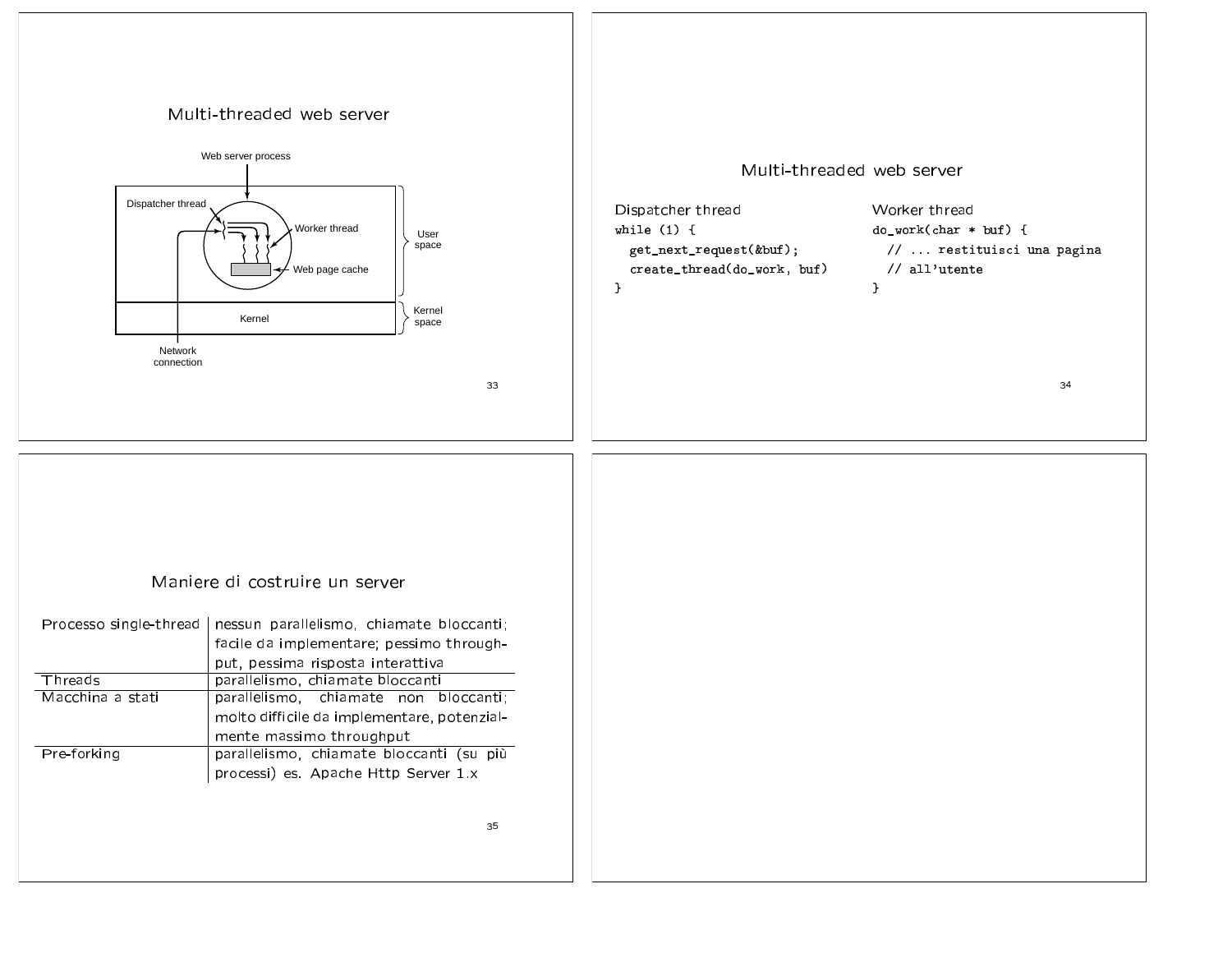## Multi-threaded web server

Web server process

Dispatcher thread

Worker thread

Web page cache

User space

Kernel

Kernel space

Network connection

## Multi-threaded web server

Dispatcher thread

```
while (1) {
  get_next_request(&buf);
  create_thread(do_work, buf)
}
```

Worker thread

```
do_work(char * buf) {
  // ... restituisci una pagina
  // all'utente
}
```

## Maniere di costruire un server

| | |
|---|---|
| Processo single-thread | nessun parallelismo, chiamate bloccanti; facile da implementare; pessimo throughput, pessima risposta interattiva |
| Threads | parallelismo, chiamate bloccanti |
| Macchina a stati | parallelismo, chiamate non bloccanti; molto difficile da implementare, potenzialmente massimo throughput |
| Pre-forking | parallelismo, chiamate bloccanti (su più processi) es. Apache Http Server 1.x |